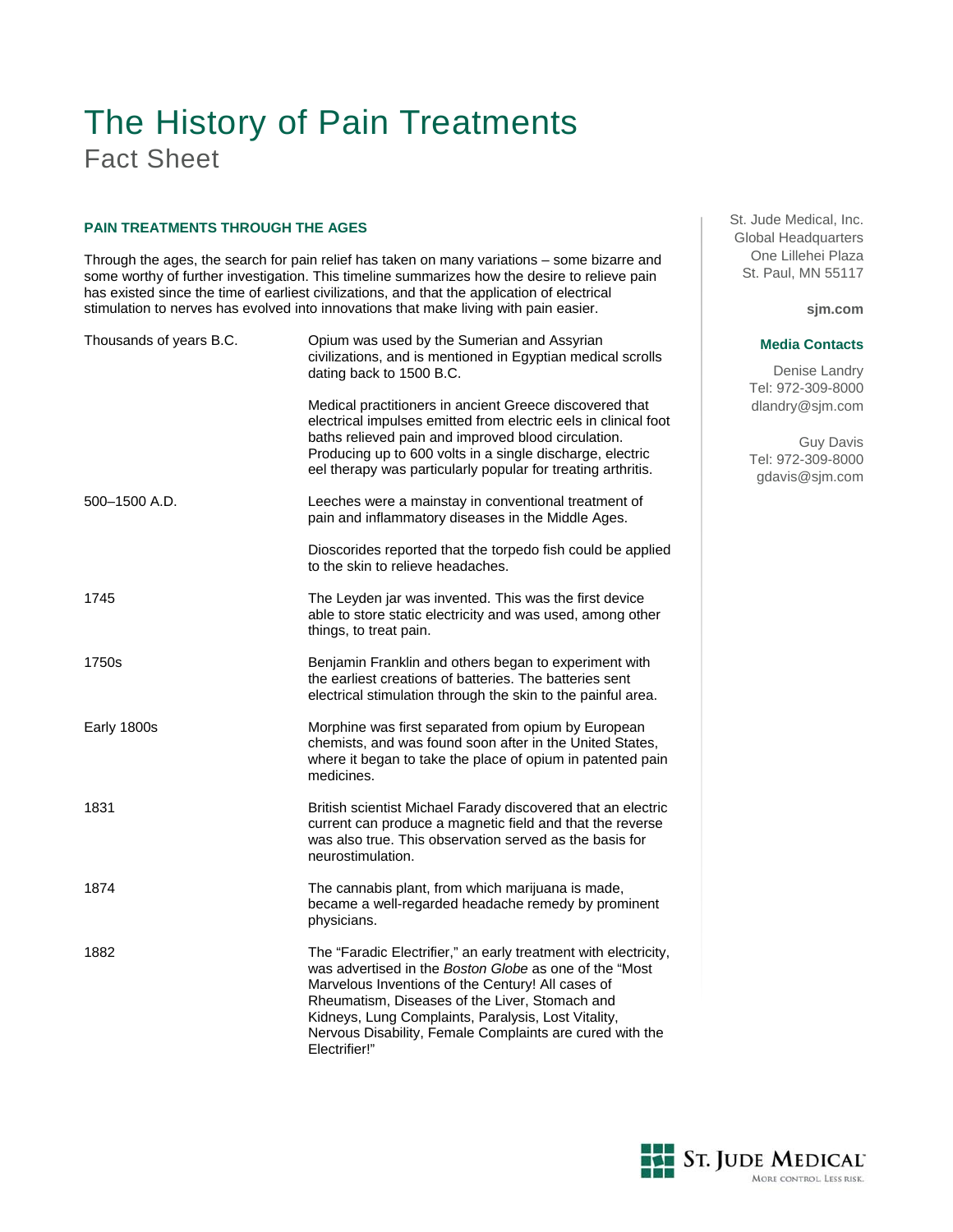# The History of Pain Treatments

## Fact Sheet

St. Jude Medical, Inc.
Global Headquarters
One Lillehei Plaza
St. Paul, MN 55117

**sjm.com**

**Media Contacts**

Denise Landry
Tel: 972-309-8000
dlandry@sjm.com

Guy Davis
Tel: 972-309-8000
gdavis@sjm.com

### PAIN TREATMENTS THROUGH THE AGES

Through the ages, the search for pain relief has taken on many variations – some bizarre and some worthy of further investigation. This timeline summarizes how the desire to relieve pain has existed since the time of earliest civilizations, and that the application of electrical stimulation to nerves has evolved into innovations that make living with pain easier.

| | |
|---|---|
| Thousands of years B.C. | Opium was used by the Sumerian and Assyrian civilizations, and is mentioned in Egyptian medical scrolls dating back to 1500 B.C. |
| | Medical practitioners in ancient Greece discovered that electrical impulses emitted from electric eels in clinical foot baths relieved pain and improved blood circulation. Producing up to 600 volts in a single discharge, electric eel therapy was particularly popular for treating arthritis. |
| 500–1500 A.D. | Leeches were a mainstay in conventional treatment of pain and inflammatory diseases in the Middle Ages. |
| | Dioscorides reported that the torpedo fish could be applied to the skin to relieve headaches. |
| 1745 | The Leyden jar was invented. This was the first device able to store static electricity and was used, among other things, to treat pain. |
| 1750s | Benjamin Franklin and others began to experiment with the earliest creations of batteries. The batteries sent electrical stimulation through the skin to the painful area. |
| Early 1800s | Morphine was first separated from opium by European chemists, and was found soon after in the United States, where it began to take the place of opium in patented pain medicines. |
| 1831 | British scientist Michael Farady discovered that an electric current can produce a magnetic field and that the reverse was also true. This observation served as the basis for neurostimulation. |
| 1874 | The cannabis plant, from which marijuana is made, became a well-regarded headache remedy by prominent physicians. |
| 1882 | The "Faradic Electrifier," an early treatment with electricity, was advertised in the *Boston Globe* as one of the "Most Marvelous Inventions of the Century! All cases of Rheumatism, Diseases of the Liver, Stomach and Kidneys, Lung Complaints, Paralysis, Lost Vitality, Nervous Disability, Female Complaints are cured with the Electrifier!" |

ST. JUDE MEDICAL
MORE CONTROL. LESS RISK.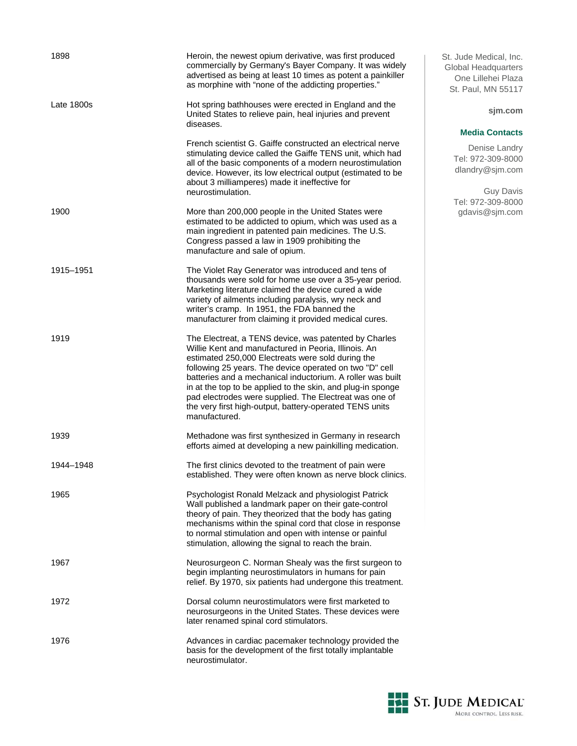| | |
|---|---|
| 1898 | Heroin, the newest opium derivative, was first produced commercially by Germany's Bayer Company. It was widely advertised as being at least 10 times as potent a painkiller as morphine with "none of the addicting properties." |
| Late 1800s | Hot spring bathhouses were erected in England and the United States to relieve pain, heal injuries and prevent diseases. |
| | French scientist G. Gaiffe constructed an electrical nerve stimulating device called the Gaiffe TENS unit, which had all of the basic components of a modern neurostimulation device. However, its low electrical output (estimated to be about 3 milliamperes) made it ineffective for neurostimulation. |
| 1900 | More than 200,000 people in the United States were estimated to be addicted to opium, which was used as a main ingredient in patented pain medicines. The U.S. Congress passed a law in 1909 prohibiting the manufacture and sale of opium. |
| 1915–1951 | The Violet Ray Generator was introduced and tens of thousands were sold for home use over a 35-year period. Marketing literature claimed the device cured a wide variety of ailments including paralysis, wry neck and writer's cramp. In 1951, the FDA banned the manufacturer from claiming it provided medical cures. |
| 1919 | The Electreat, a TENS device, was patented by Charles Willie Kent and manufactured in Peoria, Illinois. An estimated 250,000 Electreats were sold during the following 25 years. The device operated on two "D" cell batteries and a mechanical inductorium. A roller was built in at the top to be applied to the skin, and plug-in sponge pad electrodes were supplied. The Electreat was one of the very first high-output, battery-operated TENS units manufactured. |
| 1939 | Methadone was first synthesized in Germany in research efforts aimed at developing a new painkilling medication. |
| 1944–1948 | The first clinics devoted to the treatment of pain were established. They were often known as nerve block clinics. |
| 1965 | Psychologist Ronald Melzack and physiologist Patrick Wall published a landmark paper on their gate-control theory of pain. They theorized that the body has gating mechanisms within the spinal cord that close in response to normal stimulation and open with intense or painful stimulation, allowing the signal to reach the brain. |
| 1967 | Neurosurgeon C. Norman Shealy was the first surgeon to begin implanting neurostimulators in humans for pain relief. By 1970, six patients had undergone this treatment. |
| 1972 | Dorsal column neurostimulators were first marketed to neurosurgeons in the United States. These devices were later renamed spinal cord stimulators. |
| 1976 | Advances in cardiac pacemaker technology provided the basis for the development of the first totally implantable neurostimulator. |

St. Jude Medical, Inc.
Global Headquarters
One Lillehei Plaza
St. Paul, MN 55117

**sjm.com**

**Media Contacts**

Denise Landry
Tel: 972-309-8000
dlandry@sjm.com

Guy Davis
Tel: 972-309-8000
gdavis@sjm.com

ST. JUDE MEDICAL
MORE CONTROL. LESS RISK.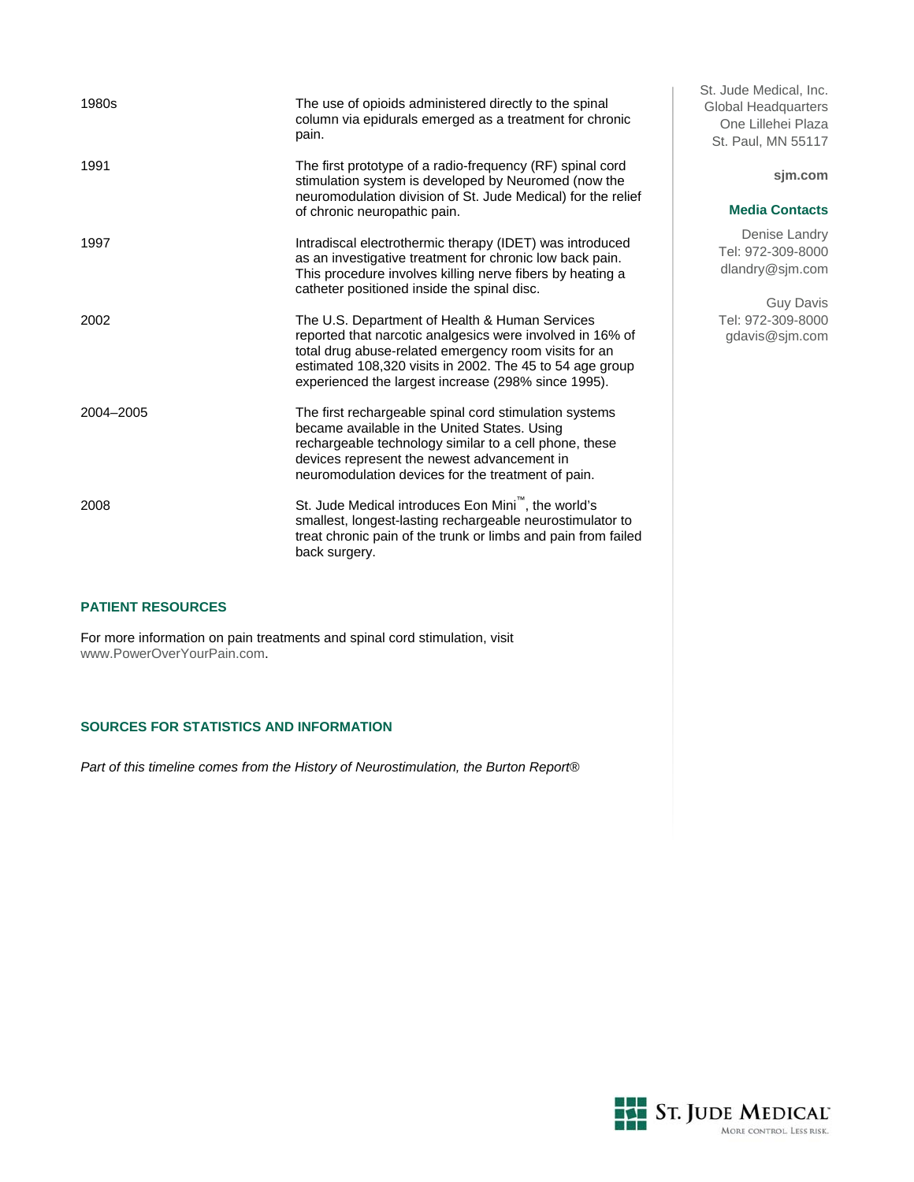| | |
|---|---|
| 1980s | The use of opioids administered directly to the spinal column via epidurals emerged as a treatment for chronic pain. |
| 1991 | The first prototype of a radio-frequency (RF) spinal cord stimulation system is developed by Neuromed (now the neuromodulation division of St. Jude Medical) for the relief of chronic neuropathic pain. |
| 1997 | Intradiscal electrothermic therapy (IDET) was introduced as an investigative treatment for chronic low back pain. This procedure involves killing nerve fibers by heating a catheter positioned inside the spinal disc. |
| 2002 | The U.S. Department of Health & Human Services reported that narcotic analgesics were involved in 16% of total drug abuse-related emergency room visits for an estimated 108,320 visits in 2002. The 45 to 54 age group experienced the largest increase (298% since 1995). |
| 2004–2005 | The first rechargeable spinal cord stimulation systems became available in the United States. Using rechargeable technology similar to a cell phone, these devices represent the newest advancement in neuromodulation devices for the treatment of pain. |
| 2008 | St. Jude Medical introduces Eon Mini™, the world's smallest, longest-lasting rechargeable neurostimulator to treat chronic pain of the trunk or limbs and pain from failed back surgery. |

### PATIENT RESOURCES

For more information on pain treatments and spinal cord stimulation, visit www.PowerOverYourPain.com.

### SOURCES FOR STATISTICS AND INFORMATION

*Part of this timeline comes from the History of Neurostimulation, the Burton Report®*

St. Jude Medical, Inc.
Global Headquarters
One Lillehei Plaza
St. Paul, MN 55117

**sjm.com**

**Media Contacts**

Denise Landry
Tel: 972-309-8000
dlandry@sjm.com

Guy Davis
Tel: 972-309-8000
gdavis@sjm.com

ST. JUDE MEDICAL
MORE CONTROL. LESS RISK.